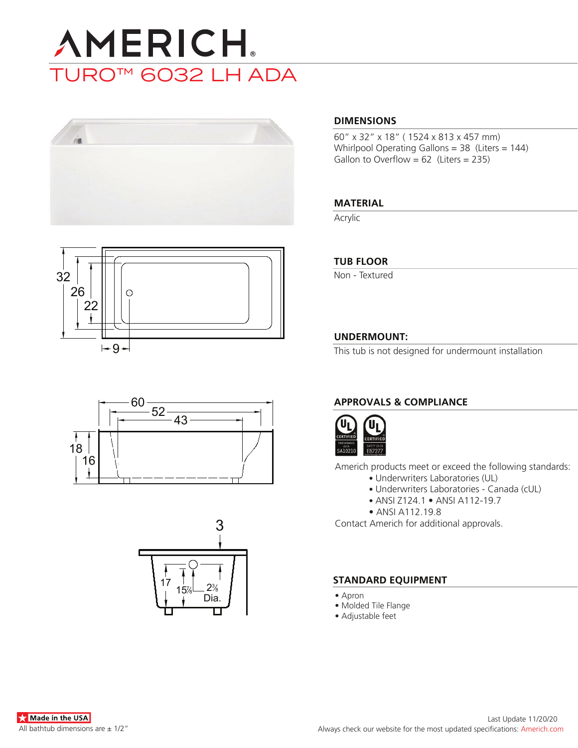# AMERICH®

## TURO™ 6032 LH ADA

### DIMENSIONS

60″ x 32″ x 18″ ( 1524 x 813 x 457 mm)
Whirlpool Operating Gallons = 38 (Liters = 144)
Gallon to Overflow = 62 (Liters = 235)

### MATERIAL

Acrylic

### TUB FLOOR

Non - Textured

### UNDERMOUNT:

This tub is not designed for undermount installation

### APPROVALS & COMPLIANCE

UL CERTIFIED SA10210 — UL CERTIFIED E87277

Americh products meet or exceed the following standards:

- Underwriters Laboratories (UL)
- Underwriters Laboratories - Canada (cUL)
- ANSI Z124.1 • ANSI A112-19.7
- ANSI A112.19.8

Contact Americh for additional approvals.

### STANDARD EQUIPMENT

- Apron
- Molded Tile Flange
- Adjustable feet

Made in the USA
All bathtub dimensions are ± 1/2″

Last Update 11/20/20
Always check our website for the most updated specifications: Americh.com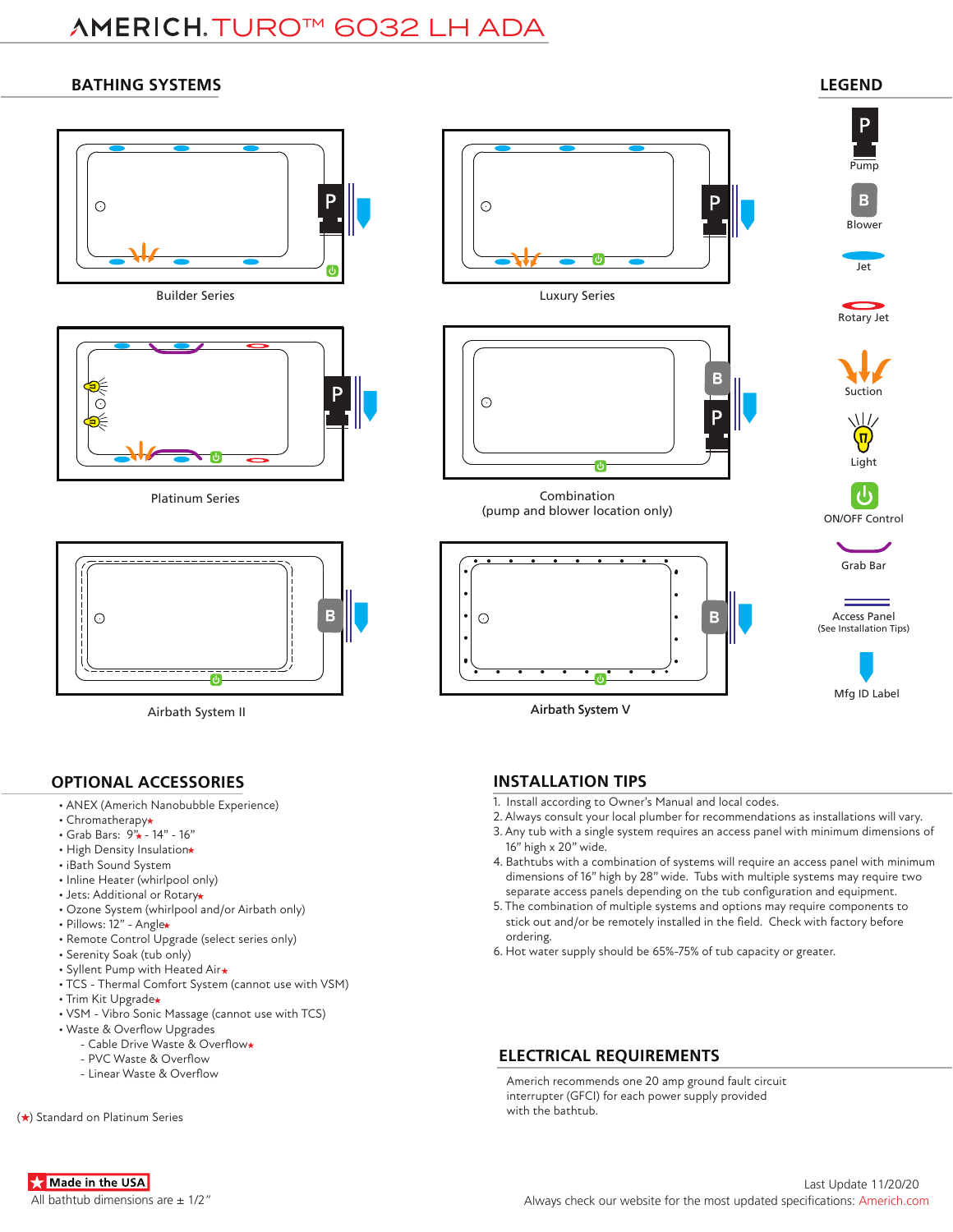# AMERICH. TURO™ 6032 LH ADA

## BATHING SYSTEMS

Builder Series

Luxury Series

Platinum Series

Combination
(pump and blower location only)

Airbath System II

Airbath System V

## LEGEND

Pump

Blower

Jet

Rotary Jet

Suction

Light

ON/OFF Control

Grab Bar

Access Panel
(See Installation Tips)

Mfg ID Label

## OPTIONAL ACCESSORIES

- ANEX (Americh Nanobubble Experience)
- Chromatherapy★
- Grab Bars: 9"★ - 14" - 16"
- High Density Insulation★
- iBath Sound System
- Inline Heater (whirlpool only)
- Jets: Additional or Rotary★
- Ozone System (whirlpool and/or Airbath only)
- Pillows: 12" - Angle★
- Remote Control Upgrade (select series only)
- Serenity Soak (tub only)
- Syllent Pump with Heated Air★
- TCS - Thermal Comfort System (cannot use with VSM)
- Trim Kit Upgrade★
- VSM - Vibro Sonic Massage (cannot use with TCS)
- Waste & Overflow Upgrades
  - Cable Drive Waste & Overflow★
  - PVC Waste & Overflow
  - Linear Waste & Overflow

(★) Standard on Platinum Series

## INSTALLATION TIPS

1. Install according to Owner's Manual and local codes.
2. Always consult your local plumber for recommendations as installations will vary.
3. Any tub with a single system requires an access panel with minimum dimensions of 16" high x 20" wide.
4. Bathtubs with a combination of systems will require an access panel with minimum dimensions of 16" high by 28" wide. Tubs with multiple systems may require two separate access panels depending on the tub configuration and equipment.
5. The combination of multiple systems and options may require components to stick out and/or be remotely installed in the field. Check with factory before ordering.
6. Hot water supply should be 65%-75% of tub capacity or greater.

## ELECTRICAL REQUIREMENTS

Americh recommends one 20 amp ground fault circuit interrupter (GFCI) for each power supply provided with the bathtub.

Made in the USA

All bathtub dimensions are ± 1/2"

Last Update 11/20/20

Always check our website for the most updated specifications: Americh.com